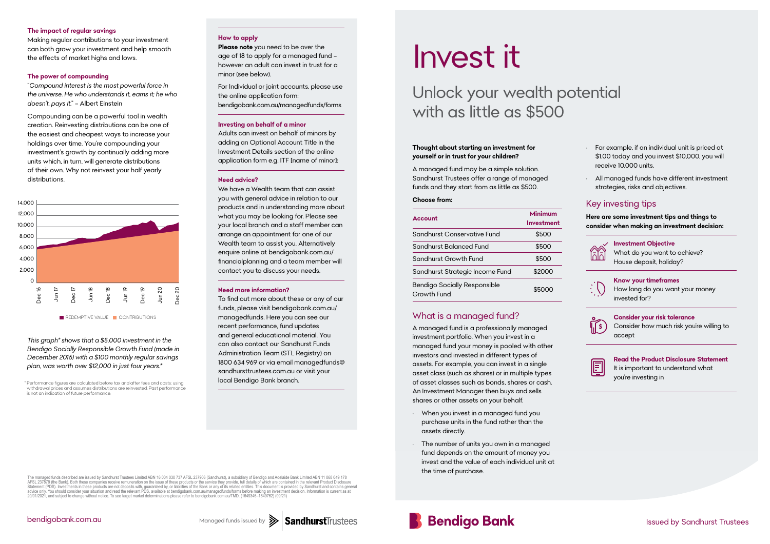# Invest it

## Unlock your wealth potential with as little as $500

**Thought about starting an investment for yourself or in trust for your children?**

A managed fund may be a simple solution. Sandhurst Trustees offer a range of managed funds and they start from as little as $500.

**Choose from:**

| Account | Minimum Investment |
|---|---|
| Sandhurst Conservative Fund | $500 |
| Sandhurst Balanced Fund | $500 |
| Sandhurst Growth Fund | $500 |
| Sandhurst Strategic Income Fund | $2000 |
| Bendigo Socially Responsible Growth Fund | $5000 |

## What is a managed fund?

A managed fund is a professionally managed investment portfolio. When you invest in a managed fund your money is pooled with other investors and invested in different types of assets. For example, you can invest in a single asset class (such as shares) or in multiple types of asset classes such as bonds, shares or cash. An Investment Manager then buys and sells shares or other assets on your behalf.

- When you invest in a managed fund you purchase units in the fund rather than the assets directly.
- The number of units you own in a managed fund depends on the amount of money you invest and the value of each individual unit at the time of purchase.
- For example, if an individual unit is priced at $1.00 today and you invest $10,000, you will receive 10,000 units.
- All managed funds have different investment strategies, risks and objectives.

## Key investing tips

**Here are some investment tips and things to consider when making an investment decision:**

**Investment Objective**
What do you want to achieve? House deposit, holiday?

**Know your timeframes**
How long do you want your money invested for?

**Consider your risk tolerance**
Consider how much risk you're willing to accept

**Read the Product Disclosure Statement**
It is important to understand what you're investing in

### The impact of regular savings

Making regular contributions to your investment can both grow your investment and help smooth the effects of market highs and lows.

### The power of compounding

"*Compound interest is the most powerful force in the universe. He who understands it, earns it; he who doesn't, pays it.*" – Albert Einstein

Compounding can be a powerful tool in wealth creation. Reinvesting distributions can be one of the easiest and cheapest ways to increase your holdings over time. You're compounding your investment's growth by continually adding more units which, in turn, will generate distributions of their own. Why not reinvest your half yearly distributions.

REDEMPTIVE VALUE · CONTRIBUTIONS

*This graph\* shows that a $5,000 investment in the Bendigo Socially Responsible Growth Fund (made in December 2016) with a $100 monthly regular savings plan, was worth over $12,000 in just four years.\**

\* Performance figures are calculated before tax and after fees and costs, using withdrawal prices and assumes distributions are reinvested. Past performance is not an indication of future performance.

### How to apply

**Please note** you need to be over the age of 18 to apply for a managed fund – however an adult can invest in trust for a minor (see below).

For Individual or joint accounts, please use the online application form: bendigobank.com.au/managedfunds/forms

### Investing on behalf of a minor

Adults can invest on behalf of minors by adding an Optional Account Title in the Investment Details section of the online application form e.g. ITF [name of minor]:

### Need advice?

We have a Wealth team that can assist you with general advice in relation to our products and in understanding more about what you may be looking for. Please see your local branch and a staff member can arrange an appointment for one of our Wealth team to assist you. Alternatively enquire online at bendigobank.com.au/financialplanning and a team member will contact you to discuss your needs.

### Need more information?

To find out more about these or any of our funds, please visit bendigobank.com.au/managedfunds. Here you can see our recent performance, fund updates and general educational material. You can also contact our Sandhurst Funds Administration Team (STL Registry) on 1800 634 969 or via email managedfunds@sandhursttrustees.com.au or visit your local Bendigo Bank branch.

The managed funds described are issued by Sandhurst Trustees Limited ABN 16 004 030 737 AFSL 237906 (Sandhurst), a subsidiary of Bendigo and Adelaide Bank Limited ABN 11 068 049 178 AFSL 237879 (the Bank). Both these companies receive remuneration on the issue of these products or the service they provide, full details of which are contained in the relevant Product Disclosure Statement (PDS). Investments in these products are not deposits with, guaranteed by, or liabilities of the Bank or any of its related entities. This document is provided by Sandhurst and contains general advice only. You should consider your situation and read the relevant PDS, available at bendigobank.com.au/managedfunds/forms before making an investment decision. Information is current as at 20/01/2021, and subject to change without notice. To see target market determinations please refer to bendigobank.com.au/TMD. (1649346–1649762) (09/21)

bendigobank.com.au

Managed funds issued by Sandhurst Trustees

Bendigo Bank

Issued by Sandhurst Trustees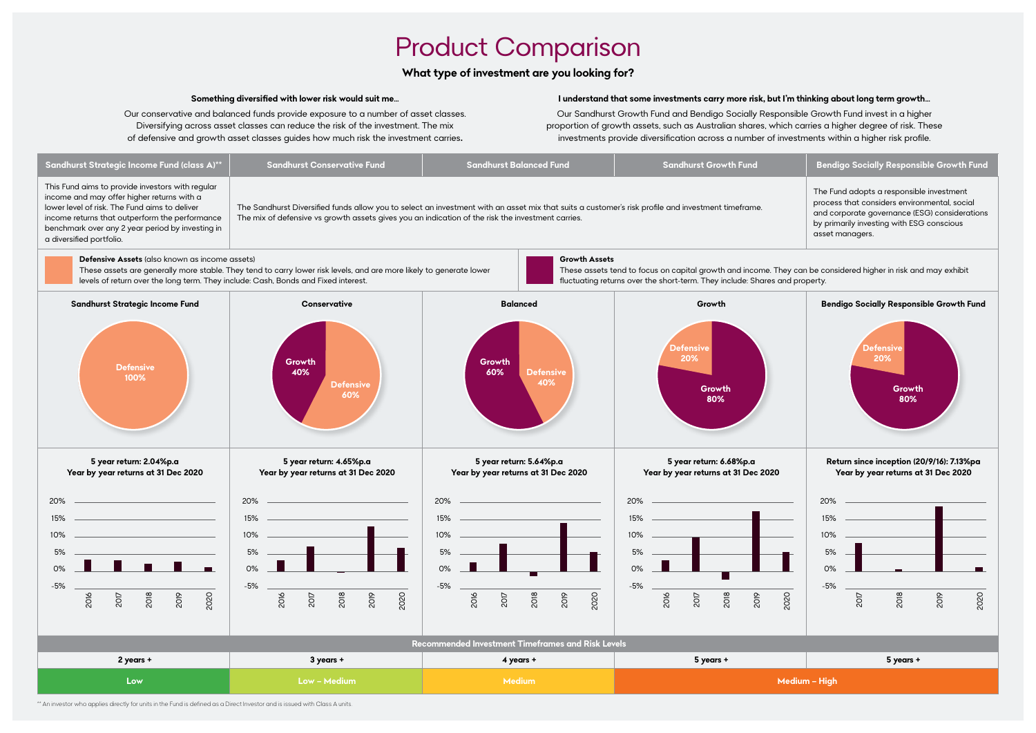# Product Comparison

**What type of investment are you looking for?**

**Something diversified with lower risk would suit me...**

Our conservative and balanced funds provide exposure to a number of asset classes. Diversifying across asset classes can reduce the risk of the investment. The mix of defensive and growth asset classes guides how much risk the investment carries.

**I understand that some investments carry more risk, but I'm thinking about long term growth...**

Our Sandhurst Growth Fund and Bendigo Socially Responsible Growth Fund invest in a higher proportion of growth assets, such as Australian shares, which carries a higher degree of risk. These investments provide diversification across a number of investments within a higher risk profile.

| Sandhurst Strategic Income Fund (class A)** | Sandhurst Conservative Fund | Sandhurst Balanced Fund | Sandhurst Growth Fund | Bendigo Socially Responsible Growth Fund |
|---|---|---|---|---|
| This Fund aims to provide investors with regular income and may offer higher returns with a lower level of risk. The Fund aims to deliver income returns that outperform the performance benchmark over any 2 year period by investing in a diversified portfolio. | The Sandhurst Diversified funds allow you to select an investment with an asset mix that suits a customer's risk profile and investment timeframe. The mix of defensive vs growth assets gives you an indication of the risk the investment carries. | | | The Fund adopts a responsible investment process that considers environmental, social and corporate governance (ESG) considerations by primarily investing with ESG conscious asset managers. |

**Defensive Assets** (also known as income assets)
These assets are generally more stable. They tend to carry lower risk levels, and are more likely to generate lower levels of return over the long term. They include: Cash, Bonds and Fixed interest.

**Growth Assets**
These assets tend to focus on capital growth and income. They can be considered higher in risk and may exhibit fluctuating returns over the short-term. They include: Shares and property.

**Sandhurst Strategic Income Fund**

Defensive 100%

5 year return: 2.04%p.a
Year by year returns at 31 Dec 2020

20% 15% 10% 5% 0% -5%
2016 2017 2018 2019 2020

**Conservative**

Growth 40%
Defensive 60%

5 year return: 4.65%p.a
Year by year returns at 31 Dec 2020

20% 15% 10% 5% 0% -5%
2016 2017 2018 2019 2020

**Balanced**

Growth 60%
Defensive 40%

5 year return: 5.64%p.a
Year by year returns at 31 Dec 2020

20% 15% 10% 5% 0% -5%
2016 2017 2018 2019 2020

**Growth**

Defensive 20%
Growth 80%

5 year return: 6.68%p.a
Year by year returns at 31 Dec 2020

20% 15% 10% 5% 0% -5%
2016 2017 2018 2019 2020

**Bendigo Socially Responsible Growth Fund**

Defensive 20%
Growth 80%

Return since inception (20/9/16): 7.13%pa
Year by year returns at 31 Dec 2020

20% 15% 10% 5% 0% -5%
2017 2018 2019 2020

**Recommended Investment Timeframes and Risk Levels**

| Sandhurst Strategic Income Fund | Conservative | Balanced | Growth | Bendigo Socially Responsible Growth Fund |
|---|---|---|---|---|
| 2 years + | 3 years + | 4 years + | 5 years + | 5 years + |
| Low | Low – Medium | Medium | Medium – High | |

** An investor who applies directly for units in the Fund is defined as a Direct Investor and is issued with Class A units.